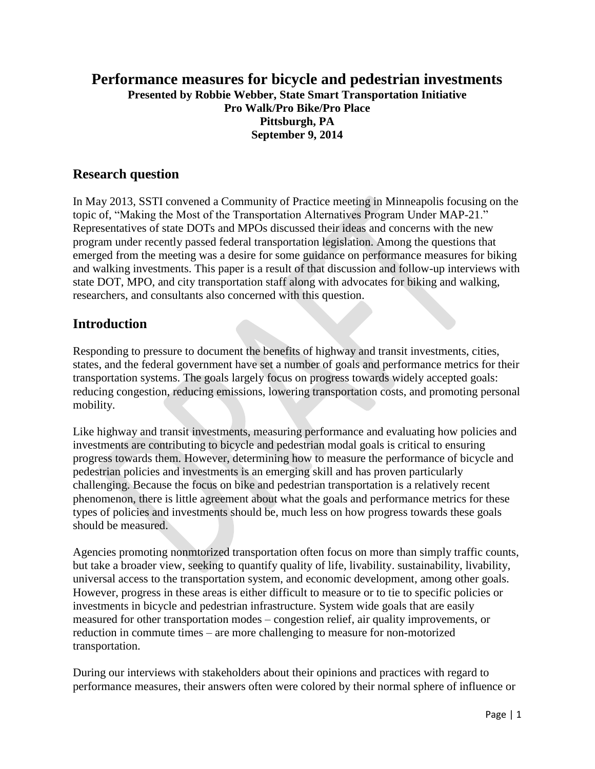# Performance measures for bicycle and pedestrian investments

**Presented by Robbie Webber, State Smart Transportation Initiative**
**Pro Walk/Pro Bike/Pro Place**
**Pittsburgh, PA**
**September 9, 2014**

## Research question

In May 2013, SSTI convened a Community of Practice meeting in Minneapolis focusing on the topic of, "Making the Most of the Transportation Alternatives Program Under MAP-21." Representatives of state DOTs and MPOs discussed their ideas and concerns with the new program under recently passed federal transportation legislation. Among the questions that emerged from the meeting was a desire for some guidance on performance measures for biking and walking investments. This paper is a result of that discussion and follow-up interviews with state DOT, MPO, and city transportation staff along with advocates for biking and walking, researchers, and consultants also concerned with this question.

## Introduction

Responding to pressure to document the benefits of highway and transit investments, cities, states, and the federal government have set a number of goals and performance metrics for their transportation systems. The goals largely focus on progress towards widely accepted goals: reducing congestion, reducing emissions, lowering transportation costs, and promoting personal mobility.

Like highway and transit investments, measuring performance and evaluating how policies and investments are contributing to bicycle and pedestrian modal goals is critical to ensuring progress towards them. However, determining how to measure the performance of bicycle and pedestrian policies and investments is an emerging skill and has proven particularly challenging. Because the focus on bike and pedestrian transportation is a relatively recent phenomenon, there is little agreement about what the goals and performance metrics for these types of policies and investments should be, much less on how progress towards these goals should be measured.

Agencies promoting nonmtorized transportation often focus on more than simply traffic counts, but take a broader view, seeking to quantify quality of life, livability. sustainability, livability, universal access to the transportation system, and economic development, among other goals. However, progress in these areas is either difficult to measure or to tie to specific policies or investments in bicycle and pedestrian infrastructure. System wide goals that are easily measured for other transportation modes – congestion relief, air quality improvements, or reduction in commute times – are more challenging to measure for non-motorized transportation.

During our interviews with stakeholders about their opinions and practices with regard to performance measures, their answers often were colored by their normal sphere of influence or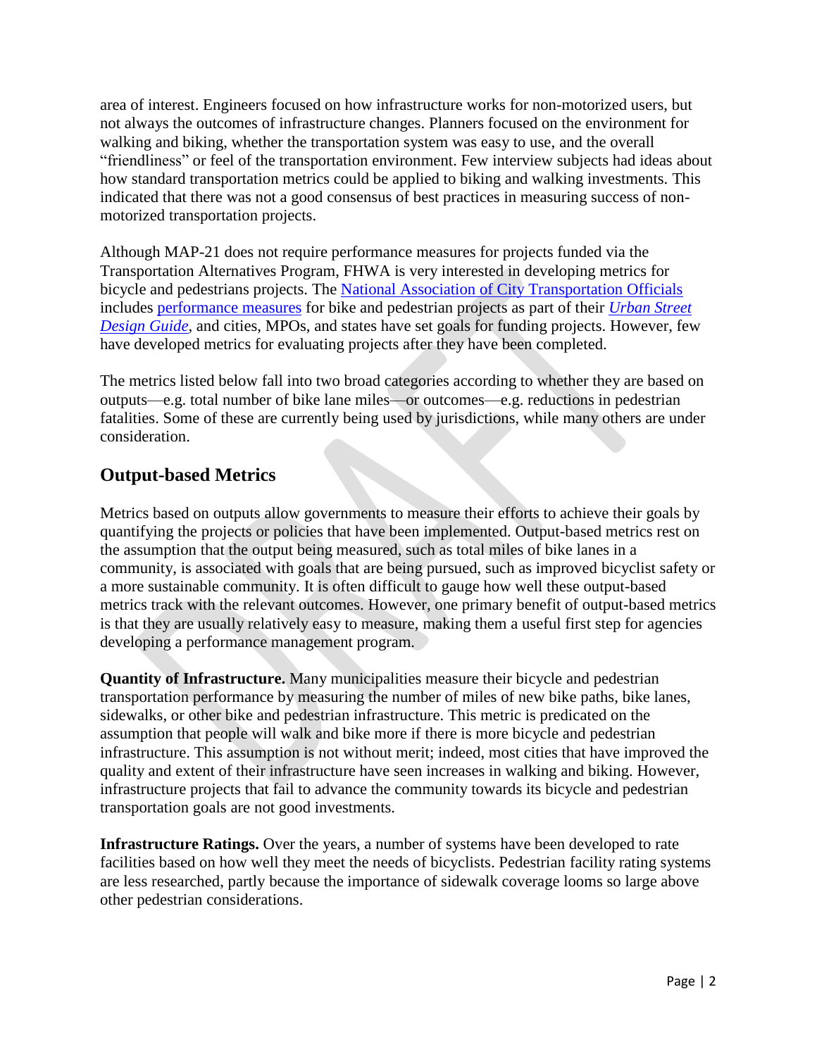area of interest. Engineers focused on how infrastructure works for non-motorized users, but not always the outcomes of infrastructure changes. Planners focused on the environment for walking and biking, whether the transportation system was easy to use, and the overall "friendliness" or feel of the transportation environment. Few interview subjects had ideas about how standard transportation metrics could be applied to biking and walking investments. This indicated that there was not a good consensus of best practices in measuring success of non-motorized transportation projects.

Although MAP-21 does not require performance measures for projects funded via the Transportation Alternatives Program, FHWA is very interested in developing metrics for bicycle and pedestrians projects. The National Association of City Transportation Officials includes performance measures for bike and pedestrian projects as part of their *Urban Street Design Guide*, and cities, MPOs, and states have set goals for funding projects. However, few have developed metrics for evaluating projects after they have been completed.

The metrics listed below fall into two broad categories according to whether they are based on outputs—e.g. total number of bike lane miles—or outcomes—e.g. reductions in pedestrian fatalities. Some of these are currently being used by jurisdictions, while many others are under consideration.

## Output-based Metrics

Metrics based on outputs allow governments to measure their efforts to achieve their goals by quantifying the projects or policies that have been implemented. Output-based metrics rest on the assumption that the output being measured, such as total miles of bike lanes in a community, is associated with goals that are being pursued, such as improved bicyclist safety or a more sustainable community. It is often difficult to gauge how well these output-based metrics track with the relevant outcomes. However, one primary benefit of output-based metrics is that they are usually relatively easy to measure, making them a useful first step for agencies developing a performance management program.

**Quantity of Infrastructure.** Many municipalities measure their bicycle and pedestrian transportation performance by measuring the number of miles of new bike paths, bike lanes, sidewalks, or other bike and pedestrian infrastructure. This metric is predicated on the assumption that people will walk and bike more if there is more bicycle and pedestrian infrastructure. This assumption is not without merit; indeed, most cities that have improved the quality and extent of their infrastructure have seen increases in walking and biking. However, infrastructure projects that fail to advance the community towards its bicycle and pedestrian transportation goals are not good investments.

**Infrastructure Ratings.** Over the years, a number of systems have been developed to rate facilities based on how well they meet the needs of bicyclists. Pedestrian facility rating systems are less researched, partly because the importance of sidewalk coverage looms so large above other pedestrian considerations.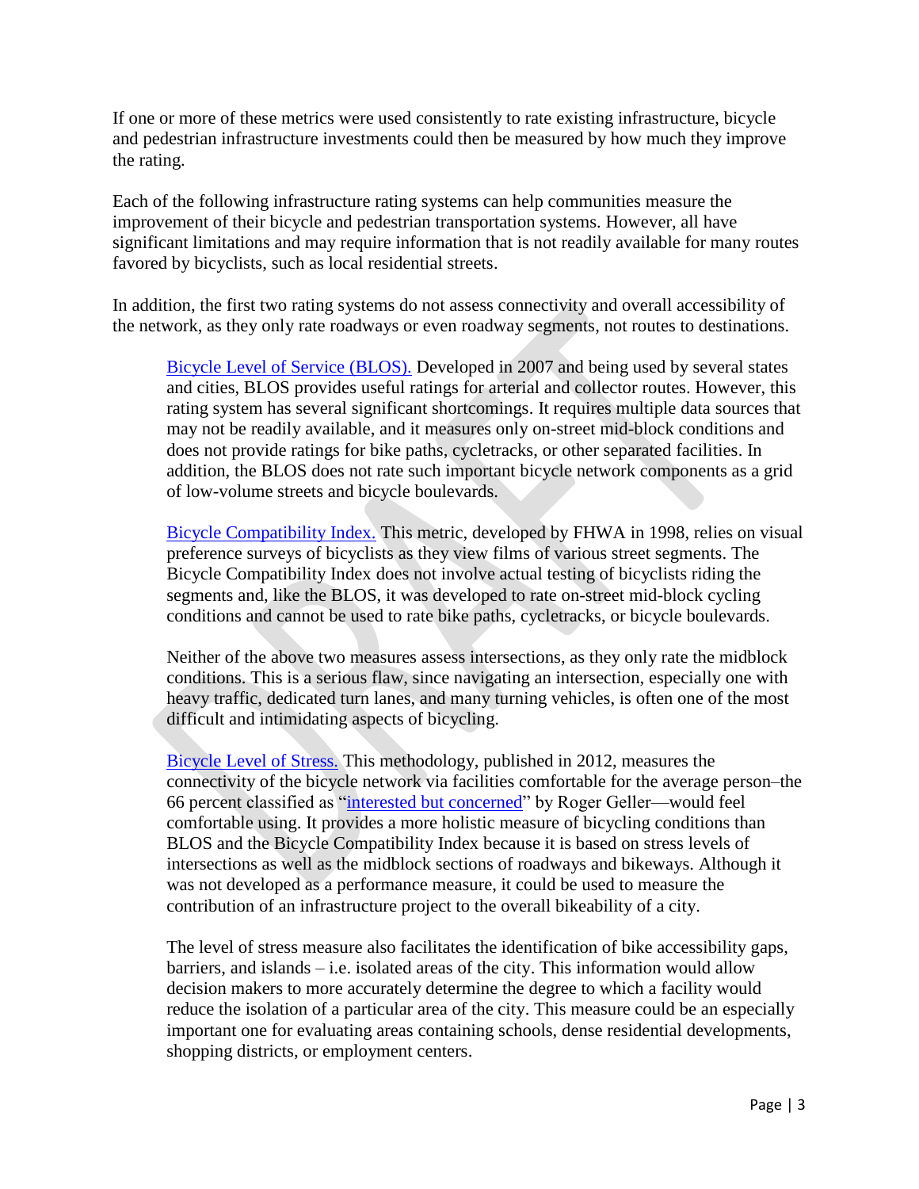If one or more of these metrics were used consistently to rate existing infrastructure, bicycle and pedestrian infrastructure investments could then be measured by how much they improve the rating.

Each of the following infrastructure rating systems can help communities measure the improvement of their bicycle and pedestrian transportation systems. However, all have significant limitations and may require information that is not readily available for many routes favored by bicyclists, such as local residential streets.

In addition, the first two rating systems do not assess connectivity and overall accessibility of the network, as they only rate roadways or even roadway segments, not routes to destinations.

> Bicycle Level of Service (BLOS). Developed in 2007 and being used by several states and cities, BLOS provides useful ratings for arterial and collector routes. However, this rating system has several significant shortcomings. It requires multiple data sources that may not be readily available, and it measures only on-street mid-block conditions and does not provide ratings for bike paths, cycletracks, or other separated facilities. In addition, the BLOS does not rate such important bicycle network components as a grid of low-volume streets and bicycle boulevards.
>
> Bicycle Compatibility Index. This metric, developed by FHWA in 1998, relies on visual preference surveys of bicyclists as they view films of various street segments. The Bicycle Compatibility Index does not involve actual testing of bicyclists riding the segments and, like the BLOS, it was developed to rate on-street mid-block cycling conditions and cannot be used to rate bike paths, cycletracks, or bicycle boulevards.
>
> Neither of the above two measures assess intersections, as they only rate the midblock conditions. This is a serious flaw, since navigating an intersection, especially one with heavy traffic, dedicated turn lanes, and many turning vehicles, is often one of the most difficult and intimidating aspects of bicycling.
>
> Bicycle Level of Stress. This methodology, published in 2012, measures the connectivity of the bicycle network via facilities comfortable for the average person–the 66 percent classified as "interested but concerned" by Roger Geller—would feel comfortable using. It provides a more holistic measure of bicycling conditions than BLOS and the Bicycle Compatibility Index because it is based on stress levels of intersections as well as the midblock sections of roadways and bikeways. Although it was not developed as a performance measure, it could be used to measure the contribution of an infrastructure project to the overall bikeability of a city.
>
> The level of stress measure also facilitates the identification of bike accessibility gaps, barriers, and islands – i.e. isolated areas of the city. This information would allow decision makers to more accurately determine the degree to which a facility would reduce the isolation of a particular area of the city. This measure could be an especially important one for evaluating areas containing schools, dense residential developments, shopping districts, or employment centers.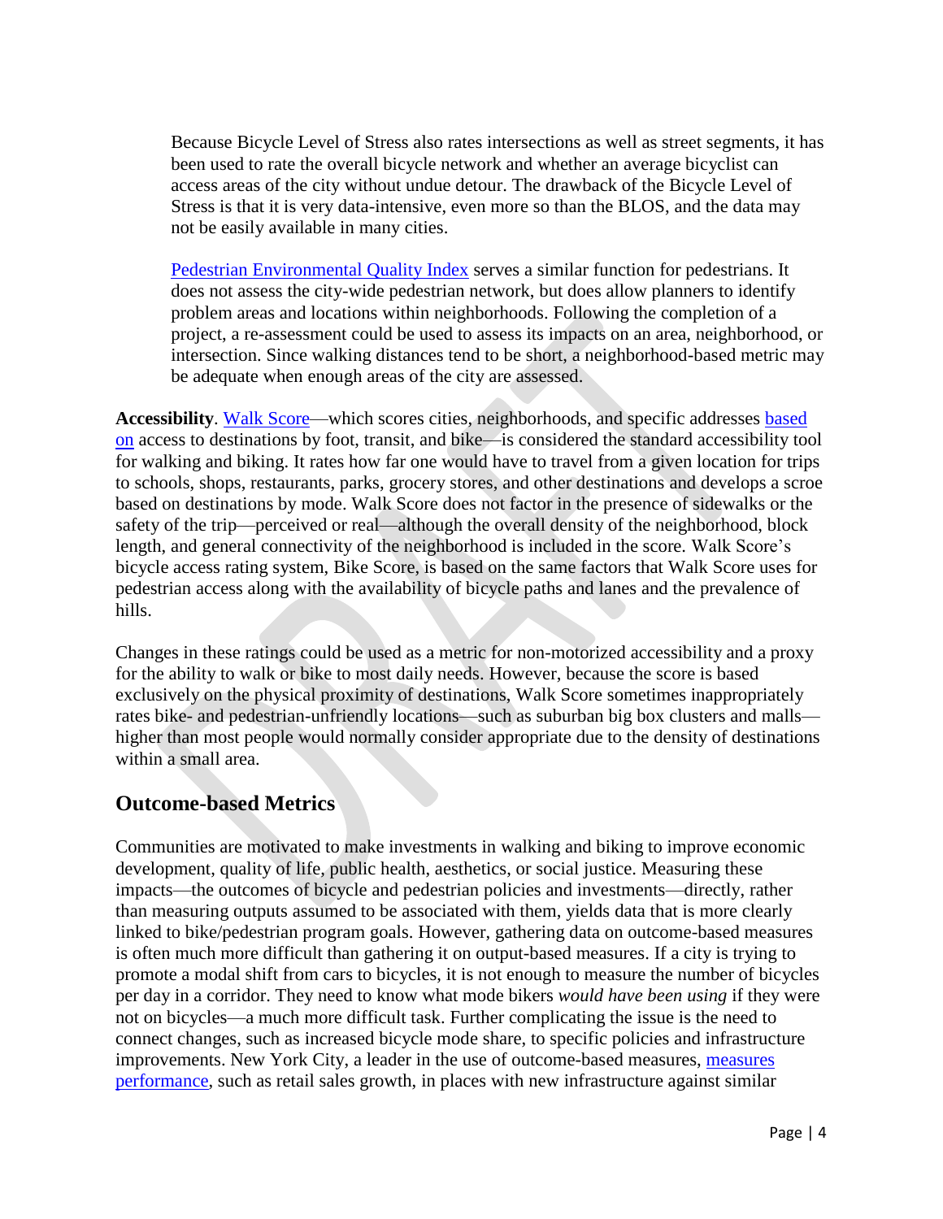Because Bicycle Level of Stress also rates intersections as well as street segments, it has been used to rate the overall bicycle network and whether an average bicyclist can access areas of the city without undue detour. The drawback of the Bicycle Level of Stress is that it is very data-intensive, even more so than the BLOS, and the data may not be easily available in many cities.

Pedestrian Environmental Quality Index serves a similar function for pedestrians. It does not assess the city-wide pedestrian network, but does allow planners to identify problem areas and locations within neighborhoods. Following the completion of a project, a re-assessment could be used to assess its impacts on an area, neighborhood, or intersection. Since walking distances tend to be short, a neighborhood-based metric may be adequate when enough areas of the city are assessed.

**Accessibility**. Walk Score—which scores cities, neighborhoods, and specific addresses based on access to destinations by foot, transit, and bike—is considered the standard accessibility tool for walking and biking. It rates how far one would have to travel from a given location for trips to schools, shops, restaurants, parks, grocery stores, and other destinations and develops a scroe based on destinations by mode. Walk Score does not factor in the presence of sidewalks or the safety of the trip—perceived or real—although the overall density of the neighborhood, block length, and general connectivity of the neighborhood is included in the score. Walk Score's bicycle access rating system, Bike Score, is based on the same factors that Walk Score uses for pedestrian access along with the availability of bicycle paths and lanes and the prevalence of hills.

Changes in these ratings could be used as a metric for non-motorized accessibility and a proxy for the ability to walk or bike to most daily needs. However, because the score is based exclusively on the physical proximity of destinations, Walk Score sometimes inappropriately rates bike- and pedestrian-unfriendly locations—such as suburban big box clusters and malls—higher than most people would normally consider appropriate due to the density of destinations within a small area.

## Outcome-based Metrics

Communities are motivated to make investments in walking and biking to improve economic development, quality of life, public health, aesthetics, or social justice. Measuring these impacts—the outcomes of bicycle and pedestrian policies and investments—directly, rather than measuring outputs assumed to be associated with them, yields data that is more clearly linked to bike/pedestrian program goals. However, gathering data on outcome-based measures is often much more difficult than gathering it on output-based measures. If a city is trying to promote a modal shift from cars to bicycles, it is not enough to measure the number of bicycles per day in a corridor. They need to know what mode bikers *would have been using* if they were not on bicycles—a much more difficult task. Further complicating the issue is the need to connect changes, such as increased bicycle mode share, to specific policies and infrastructure improvements. New York City, a leader in the use of outcome-based measures, measures performance, such as retail sales growth, in places with new infrastructure against similar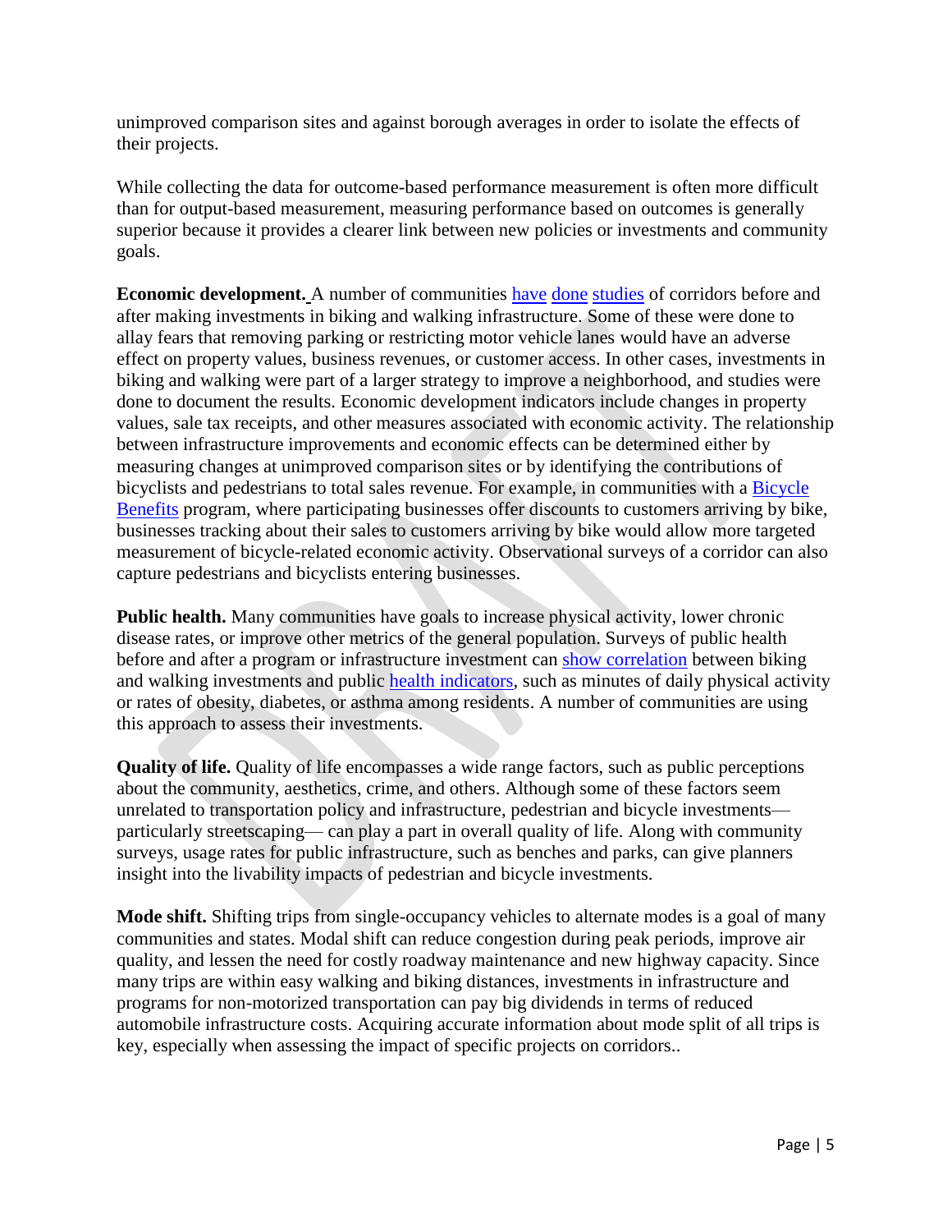unimproved comparison sites and against borough averages in order to isolate the effects of their projects.

While collecting the data for outcome-based performance measurement is often more difficult than for output-based measurement, measuring performance based on outcomes is generally superior because it provides a clearer link between new policies or investments and community goals.

**Economic development.** A number of communities have done studies of corridors before and after making investments in biking and walking infrastructure. Some of these were done to allay fears that removing parking or restricting motor vehicle lanes would have an adverse effect on property values, business revenues, or customer access. In other cases, investments in biking and walking were part of a larger strategy to improve a neighborhood, and studies were done to document the results. Economic development indicators include changes in property values, sale tax receipts, and other measures associated with economic activity. The relationship between infrastructure improvements and economic effects can be determined either by measuring changes at unimproved comparison sites or by identifying the contributions of bicyclists and pedestrians to total sales revenue. For example, in communities with a Bicycle Benefits program, where participating businesses offer discounts to customers arriving by bike, businesses tracking about their sales to customers arriving by bike would allow more targeted measurement of bicycle-related economic activity. Observational surveys of a corridor can also capture pedestrians and bicyclists entering businesses.

**Public health.** Many communities have goals to increase physical activity, lower chronic disease rates, or improve other metrics of the general population. Surveys of public health before and after a program or infrastructure investment can show correlation between biking and walking investments and public health indicators, such as minutes of daily physical activity or rates of obesity, diabetes, or asthma among residents. A number of communities are using this approach to assess their investments.

**Quality of life.** Quality of life encompasses a wide range factors, such as public perceptions about the community, aesthetics, crime, and others. Although some of these factors seem unrelated to transportation policy and infrastructure, pedestrian and bicycle investments—particularly streetscaping— can play a part in overall quality of life. Along with community surveys, usage rates for public infrastructure, such as benches and parks, can give planners insight into the livability impacts of pedestrian and bicycle investments.

**Mode shift.** Shifting trips from single-occupancy vehicles to alternate modes is a goal of many communities and states. Modal shift can reduce congestion during peak periods, improve air quality, and lessen the need for costly roadway maintenance and new highway capacity. Since many trips are within easy walking and biking distances, investments in infrastructure and programs for non-motorized transportation can pay big dividends in terms of reduced automobile infrastructure costs. Acquiring accurate information about mode split of all trips is key, especially when assessing the impact of specific projects on corridors..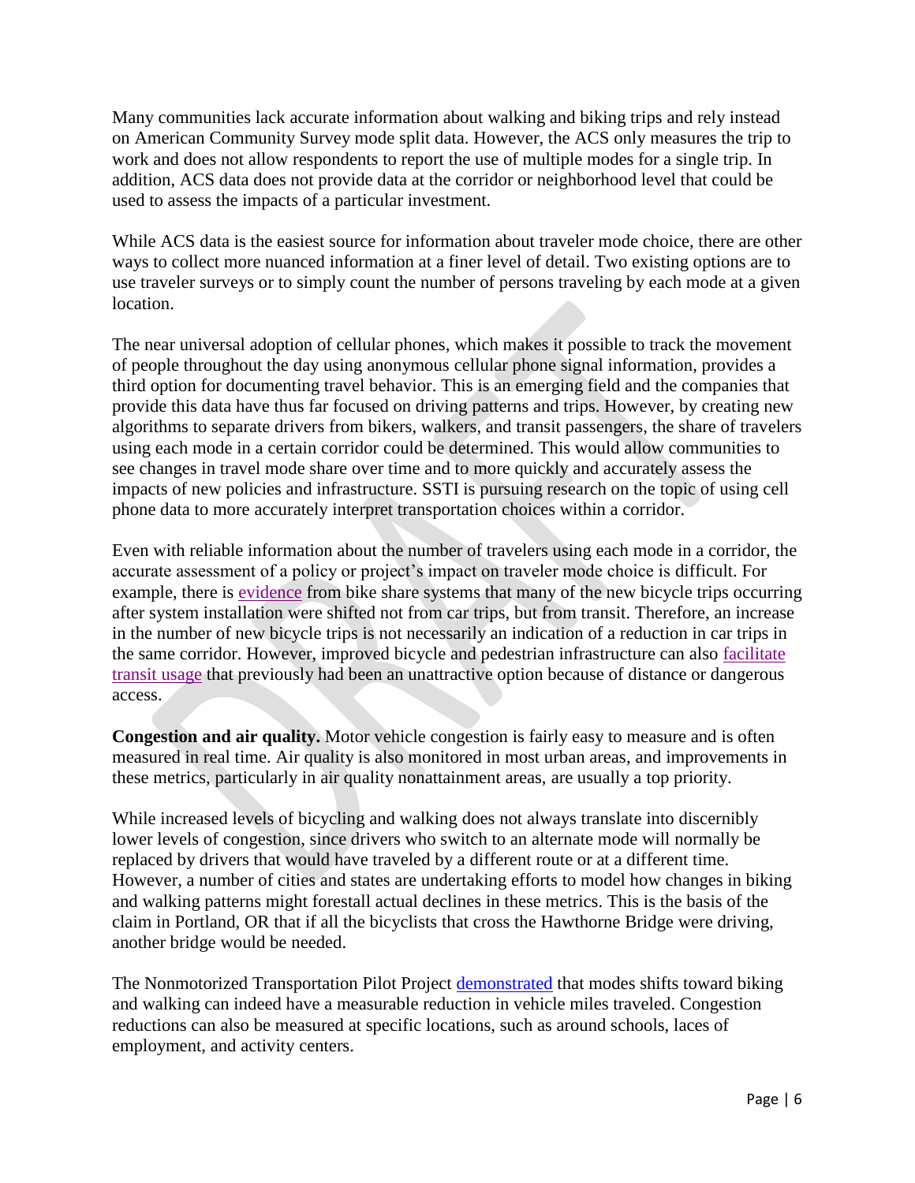Many communities lack accurate information about walking and biking trips and rely instead on American Community Survey mode split data. However, the ACS only measures the trip to work and does not allow respondents to report the use of multiple modes for a single trip. In addition, ACS data does not provide data at the corridor or neighborhood level that could be used to assess the impacts of a particular investment.

While ACS data is the easiest source for information about traveler mode choice, there are other ways to collect more nuanced information at a finer level of detail. Two existing options are to use traveler surveys or to simply count the number of persons traveling by each mode at a given location.

The near universal adoption of cellular phones, which makes it possible to track the movement of people throughout the day using anonymous cellular phone signal information, provides a third option for documenting travel behavior. This is an emerging field and the companies that provide this data have thus far focused on driving patterns and trips. However, by creating new algorithms to separate drivers from bikers, walkers, and transit passengers, the share of travelers using each mode in a certain corridor could be determined. This would allow communities to see changes in travel mode share over time and to more quickly and accurately assess the impacts of new policies and infrastructure. SSTI is pursuing research on the topic of using cell phone data to more accurately interpret transportation choices within a corridor.

Even with reliable information about the number of travelers using each mode in a corridor, the accurate assessment of a policy or project's impact on traveler mode choice is difficult. For example, there is evidence from bike share systems that many of the new bicycle trips occurring after system installation were shifted not from car trips, but from transit. Therefore, an increase in the number of new bicycle trips is not necessarily an indication of a reduction in car trips in the same corridor. However, improved bicycle and pedestrian infrastructure can also facilitate transit usage that previously had been an unattractive option because of distance or dangerous access.

**Congestion and air quality.** Motor vehicle congestion is fairly easy to measure and is often measured in real time. Air quality is also monitored in most urban areas, and improvements in these metrics, particularly in air quality nonattainment areas, are usually a top priority.

While increased levels of bicycling and walking does not always translate into discernibly lower levels of congestion, since drivers who switch to an alternate mode will normally be replaced by drivers that would have traveled by a different route or at a different time. However, a number of cities and states are undertaking efforts to model how changes in biking and walking patterns might forestall actual declines in these metrics. This is the basis of the claim in Portland, OR that if all the bicyclists that cross the Hawthorne Bridge were driving, another bridge would be needed.

The Nonmotorized Transportation Pilot Project demonstrated that modes shifts toward biking and walking can indeed have a measurable reduction in vehicle miles traveled. Congestion reductions can also be measured at specific locations, such as around schools, laces of employment, and activity centers.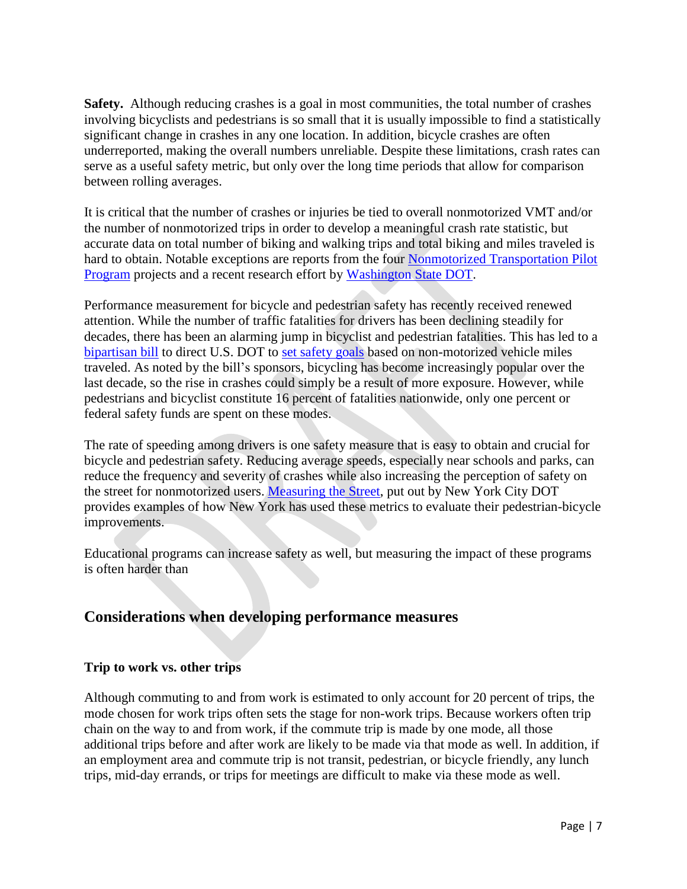**Safety.** Although reducing crashes is a goal in most communities, the total number of crashes involving bicyclists and pedestrians is so small that it is usually impossible to find a statistically significant change in crashes in any one location. In addition, bicycle crashes are often underreported, making the overall numbers unreliable. Despite these limitations, crash rates can serve as a useful safety metric, but only over the long time periods that allow for comparison between rolling averages.

It is critical that the number of crashes or injuries be tied to overall nonmotorized VMT and/or the number of nonmotorized trips in order to develop a meaningful crash rate statistic, but accurate data on total number of biking and walking trips and total biking and miles traveled is hard to obtain. Notable exceptions are reports from the four Nonmotorized Transportation Pilot Program projects and a recent research effort by Washington State DOT.

Performance measurement for bicycle and pedestrian safety has recently received renewed attention. While the number of traffic fatalities for drivers has been declining steadily for decades, there has been an alarming jump in bicyclist and pedestrian fatalities. This has led to a bipartisan bill to direct U.S. DOT to set safety goals based on non-motorized vehicle miles traveled. As noted by the bill's sponsors, bicycling has become increasingly popular over the last decade, so the rise in crashes could simply be a result of more exposure. However, while pedestrians and bicyclist constitute 16 percent of fatalities nationwide, only one percent or federal safety funds are spent on these modes.

The rate of speeding among drivers is one safety measure that is easy to obtain and crucial for bicycle and pedestrian safety. Reducing average speeds, especially near schools and parks, can reduce the frequency and severity of crashes while also increasing the perception of safety on the street for nonmotorized users. Measuring the Street, put out by New York City DOT provides examples of how New York has used these metrics to evaluate their pedestrian-bicycle improvements.

Educational programs can increase safety as well, but measuring the impact of these programs is often harder than

## Considerations when developing performance measures

### Trip to work vs. other trips

Although commuting to and from work is estimated to only account for 20 percent of trips, the mode chosen for work trips often sets the stage for non-work trips. Because workers often trip chain on the way to and from work, if the commute trip is made by one mode, all those additional trips before and after work are likely to be made via that mode as well. In addition, if an employment area and commute trip is not transit, pedestrian, or bicycle friendly, any lunch trips, mid-day errands, or trips for meetings are difficult to make via these mode as well.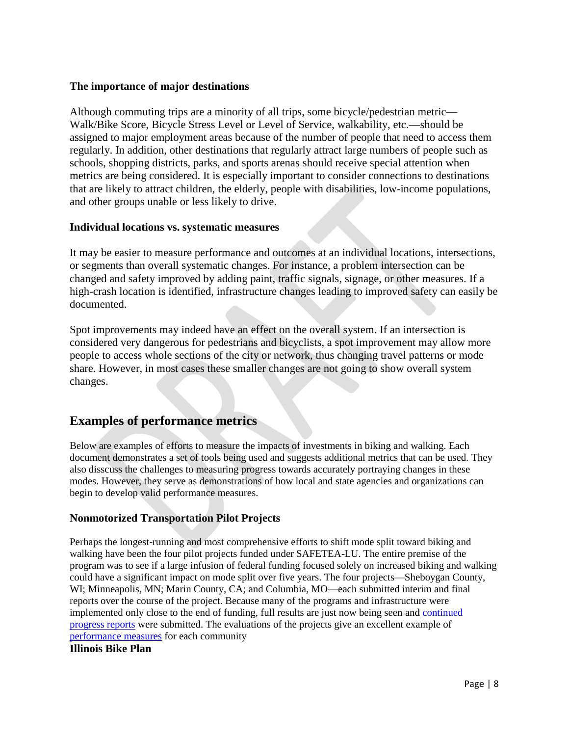### The importance of major destinations

Although commuting trips are a minority of all trips, some bicycle/pedestrian metric—Walk/Bike Score, Bicycle Stress Level or Level of Service, walkability, etc.—should be assigned to major employment areas because of the number of people that need to access them regularly. In addition, other destinations that regularly attract large numbers of people such as schools, shopping districts, parks, and sports arenas should receive special attention when metrics are being considered. It is especially important to consider connections to destinations that are likely to attract children, the elderly, people with disabilities, low-income populations, and other groups unable or less likely to drive.

### Individual locations vs. systematic measures

It may be easier to measure performance and outcomes at an individual locations, intersections, or segments than overall systematic changes. For instance, a problem intersection can be changed and safety improved by adding paint, traffic signals, signage, or other measures. If a high-crash location is identified, infrastructure changes leading to improved safety can easily be documented.

Spot improvements may indeed have an effect on the overall system. If an intersection is considered very dangerous for pedestrians and bicyclists, a spot improvement may allow more people to access whole sections of the city or network, thus changing travel patterns or mode share. However, in most cases these smaller changes are not going to show overall system changes.

## Examples of performance metrics

Below are examples of efforts to measure the impacts of investments in biking and walking. Each document demonstrates a set of tools being used and suggests additional metrics that can be used. They also disscuss the challenges to measuring progress towards accurately portraying changes in these modes. However, they serve as demonstrations of how local and state agencies and organizations can begin to develop valid performance measures.

### Nonmotorized Transportation Pilot Projects

Perhaps the longest-running and most comprehensive efforts to shift mode split toward biking and walking have been the four pilot projects funded under SAFETEA-LU. The entire premise of the program was to see if a large infusion of federal funding focused solely on increased biking and walking could have a significant impact on mode split over five years. The four projects—Sheboygan County, WI; Minneapolis, MN; Marin County, CA; and Columbia, MO—each submitted interim and final reports over the course of the project. Because many of the programs and infrastructure were implemented only close to the end of funding, full results are just now being seen and continued progress reports were submitted. The evaluations of the projects give an excellent example of performance measures for each community

### Illinois Bike Plan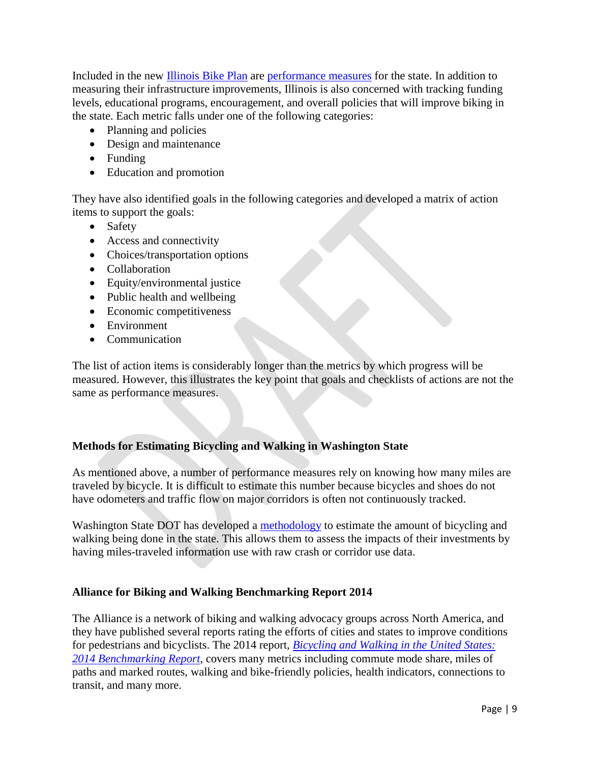Included in the new Illinois Bike Plan are performance measures for the state. In addition to measuring their infrastructure improvements, Illinois is also concerned with tracking funding levels, educational programs, encouragement, and overall policies that will improve biking in the state. Each metric falls under one of the following categories:

- Planning and policies
- Design and maintenance
- Funding
- Education and promotion

They have also identified goals in the following categories and developed a matrix of action items to support the goals:

- Safety
- Access and connectivity
- Choices/transportation options
- Collaboration
- Equity/environmental justice
- Public health and wellbeing
- Economic competitiveness
- Environment
- Communication

The list of action items is considerably longer than the metrics by which progress will be measured. However, this illustrates the key point that goals and checklists of actions are not the same as performance measures.

### Methods for Estimating Bicycling and Walking in Washington State

As mentioned above, a number of performance measures rely on knowing how many miles are traveled by bicycle. It is difficult to estimate this number because bicycles and shoes do not have odometers and traffic flow on major corridors is often not continuously tracked.

Washington State DOT has developed a methodology to estimate the amount of bicycling and walking being done in the state. This allows them to assess the impacts of their investments by having miles-traveled information use with raw crash or corridor use data.

### Alliance for Biking and Walking Benchmarking Report 2014

The Alliance is a network of biking and walking advocacy groups across North America, and they have published several reports rating the efforts of cities and states to improve conditions for pedestrians and bicyclists. The 2014 report, *Bicycling and Walking in the United States: 2014 Benchmarking Report*, covers many metrics including commute mode share, miles of paths and marked routes, walking and bike-friendly policies, health indicators, connections to transit, and many more.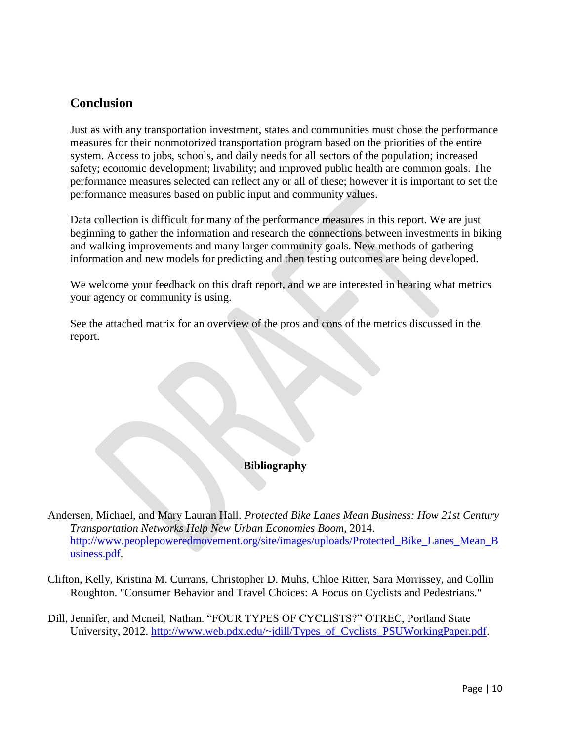## Conclusion

Just as with any transportation investment, states and communities must chose the performance measures for their nonmotorized transportation program based on the priorities of the entire system. Access to jobs, schools, and daily needs for all sectors of the population; increased safety; economic development; livability; and improved public health are common goals. The performance measures selected can reflect any or all of these; however it is important to set the performance measures based on public input and community values.

Data collection is difficult for many of the performance measures in this report. We are just beginning to gather the information and research the connections between investments in biking and walking improvements and many larger community goals. New methods of gathering information and new models for predicting and then testing outcomes are being developed.

We welcome your feedback on this draft report, and we are interested in hearing what metrics your agency or community is using.

See the attached matrix for an overview of the pros and cons of the metrics discussed in the report.

**Bibliography**

Andersen, Michael, and Mary Lauran Hall. *Protected Bike Lanes Mean Business: How 21st Century Transportation Networks Help New Urban Economies Boom*, 2014. http://www.peoplepoweredmovement.org/site/images/uploads/Protected_Bike_Lanes_Mean_Business.pdf.

Clifton, Kelly, Kristina M. Currans, Christopher D. Muhs, Chloe Ritter, Sara Morrissey, and Collin Roughton. "Consumer Behavior and Travel Choices: A Focus on Cyclists and Pedestrians."

Dill, Jennifer, and Mcneil, Nathan. "FOUR TYPES OF CYCLISTS?" OTREC, Portland State University, 2012. http://www.web.pdx.edu/~jdill/Types_of_Cyclists_PSUWorkingPaper.pdf.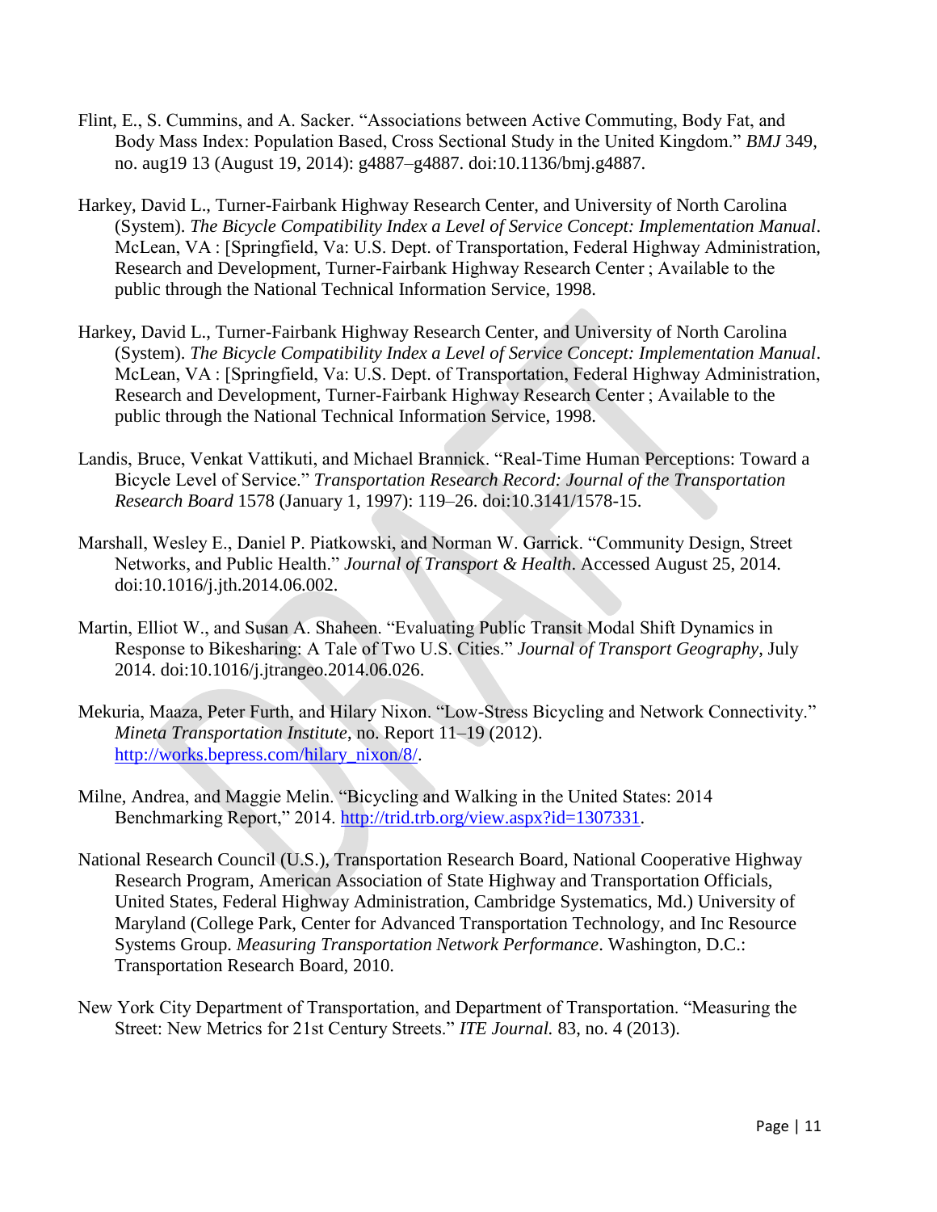Flint, E., S. Cummins, and A. Sacker. "Associations between Active Commuting, Body Fat, and Body Mass Index: Population Based, Cross Sectional Study in the United Kingdom." *BMJ* 349, no. aug19 13 (August 19, 2014): g4887–g4887. doi:10.1136/bmj.g4887.

Harkey, David L., Turner-Fairbank Highway Research Center, and University of North Carolina (System). *The Bicycle Compatibility Index a Level of Service Concept: Implementation Manual*. McLean, VA : [Springfield, Va: U.S. Dept. of Transportation, Federal Highway Administration, Research and Development, Turner-Fairbank Highway Research Center ; Available to the public through the National Technical Information Service, 1998.

Harkey, David L., Turner-Fairbank Highway Research Center, and University of North Carolina (System). *The Bicycle Compatibility Index a Level of Service Concept: Implementation Manual*. McLean, VA : [Springfield, Va: U.S. Dept. of Transportation, Federal Highway Administration, Research and Development, Turner-Fairbank Highway Research Center ; Available to the public through the National Technical Information Service, 1998.

Landis, Bruce, Venkat Vattikuti, and Michael Brannick. "Real-Time Human Perceptions: Toward a Bicycle Level of Service." *Transportation Research Record: Journal of the Transportation Research Board* 1578 (January 1, 1997): 119–26. doi:10.3141/1578-15.

Marshall, Wesley E., Daniel P. Piatkowski, and Norman W. Garrick. "Community Design, Street Networks, and Public Health." *Journal of Transport & Health*. Accessed August 25, 2014. doi:10.1016/j.jth.2014.06.002.

Martin, Elliot W., and Susan A. Shaheen. "Evaluating Public Transit Modal Shift Dynamics in Response to Bikesharing: A Tale of Two U.S. Cities." *Journal of Transport Geography*, July 2014. doi:10.1016/j.jtrangeo.2014.06.026.

Mekuria, Maaza, Peter Furth, and Hilary Nixon. "Low-Stress Bicycling and Network Connectivity." *Mineta Transportation Institute*, no. Report 11–19 (2012). http://works.bepress.com/hilary_nixon/8/.

Milne, Andrea, and Maggie Melin. "Bicycling and Walking in the United States: 2014 Benchmarking Report," 2014. http://trid.trb.org/view.aspx?id=1307331.

National Research Council (U.S.), Transportation Research Board, National Cooperative Highway Research Program, American Association of State Highway and Transportation Officials, United States, Federal Highway Administration, Cambridge Systematics, Md.) University of Maryland (College Park, Center for Advanced Transportation Technology, and Inc Resource Systems Group. *Measuring Transportation Network Performance*. Washington, D.C.: Transportation Research Board, 2010.

New York City Department of Transportation, and Department of Transportation. "Measuring the Street: New Metrics for 21st Century Streets." *ITE Journal.* 83, no. 4 (2013).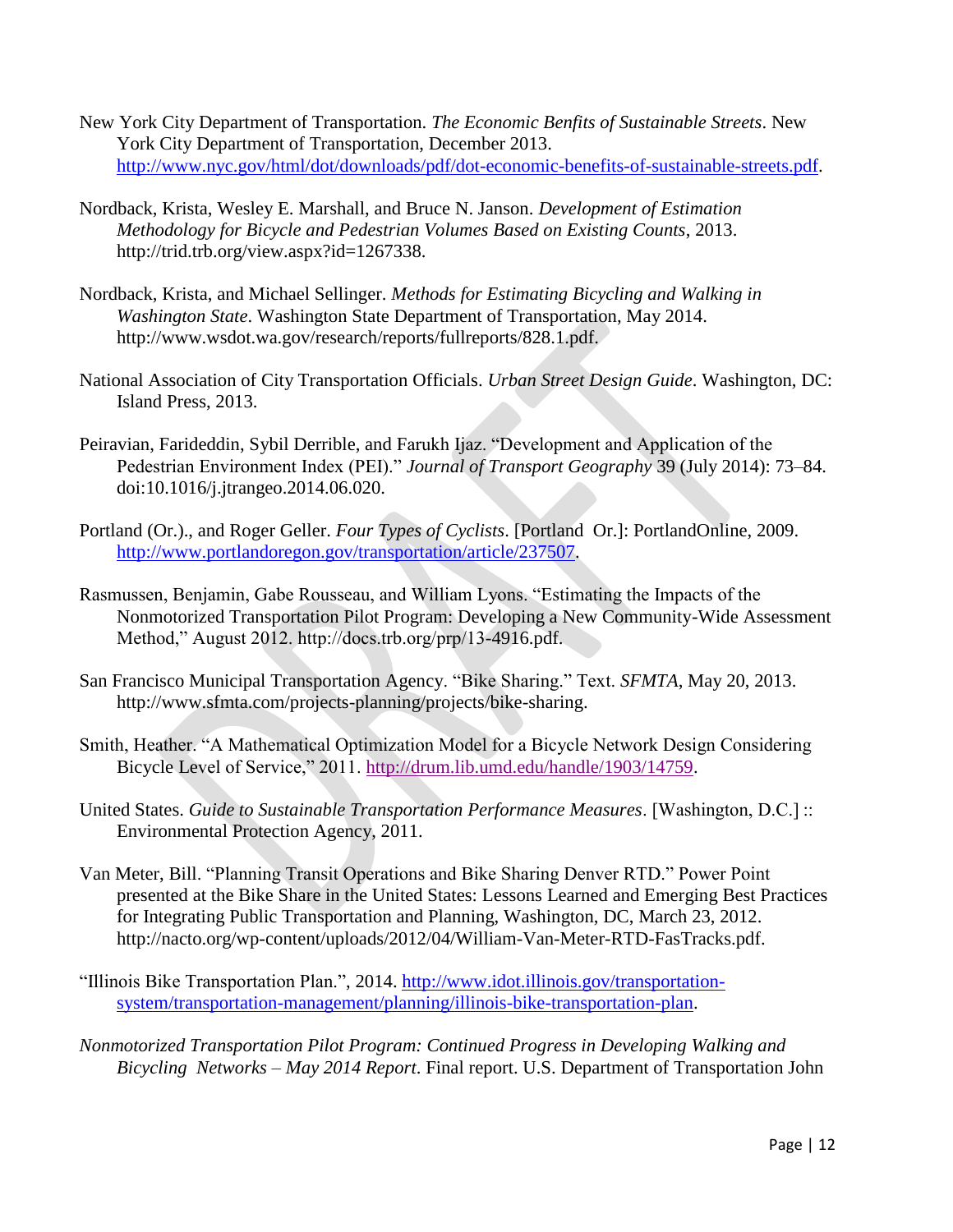New York City Department of Transportation. *The Economic Benfits of Sustainable Streets*. New York City Department of Transportation, December 2013. http://www.nyc.gov/html/dot/downloads/pdf/dot-economic-benefits-of-sustainable-streets.pdf.

Nordback, Krista, Wesley E. Marshall, and Bruce N. Janson. *Development of Estimation Methodology for Bicycle and Pedestrian Volumes Based on Existing Counts*, 2013. http://trid.trb.org/view.aspx?id=1267338.

Nordback, Krista, and Michael Sellinger. *Methods for Estimating Bicycling and Walking in Washington State*. Washington State Department of Transportation, May 2014. http://www.wsdot.wa.gov/research/reports/fullreports/828.1.pdf.

National Association of City Transportation Officials. *Urban Street Design Guide*. Washington, DC: Island Press, 2013.

Peiravian, Farideddin, Sybil Derrible, and Farukh Ijaz. "Development and Application of the Pedestrian Environment Index (PEI)." *Journal of Transport Geography* 39 (July 2014): 73–84. doi:10.1016/j.jtrangeo.2014.06.020.

Portland (Or.)., and Roger Geller. *Four Types of Cyclists*. [Portland Or.]: PortlandOnline, 2009. http://www.portlandoregon.gov/transportation/article/237507.

Rasmussen, Benjamin, Gabe Rousseau, and William Lyons. "Estimating the Impacts of the Nonmotorized Transportation Pilot Program: Developing a New Community-Wide Assessment Method," August 2012. http://docs.trb.org/prp/13-4916.pdf.

San Francisco Municipal Transportation Agency. "Bike Sharing." Text. *SFMTA*, May 20, 2013. http://www.sfmta.com/projects-planning/projects/bike-sharing.

Smith, Heather. "A Mathematical Optimization Model for a Bicycle Network Design Considering Bicycle Level of Service," 2011. http://drum.lib.umd.edu/handle/1903/14759.

United States. *Guide to Sustainable Transportation Performance Measures*. [Washington, D.C.] :: Environmental Protection Agency, 2011.

Van Meter, Bill. "Planning Transit Operations and Bike Sharing Denver RTD." Power Point presented at the Bike Share in the United States: Lessons Learned and Emerging Best Practices for Integrating Public Transportation and Planning, Washington, DC, March 23, 2012. http://nacto.org/wp-content/uploads/2012/04/William-Van-Meter-RTD-FasTracks.pdf.

"Illinois Bike Transportation Plan.", 2014. http://www.idot.illinois.gov/transportation-system/transportation-management/planning/illinois-bike-transportation-plan.

*Nonmotorized Transportation Pilot Program: Continued Progress in Developing Walking and Bicycling Networks – May 2014 Report*. Final report. U.S. Department of Transportation John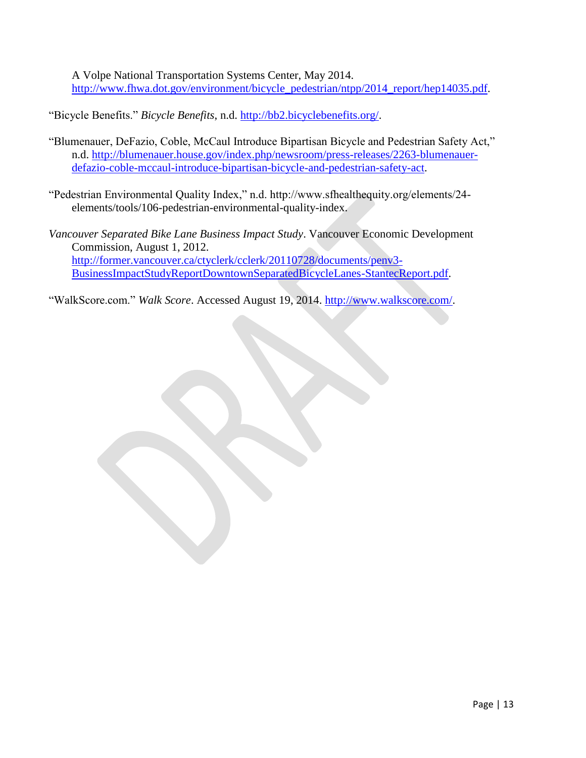A Volpe National Transportation Systems Center, May 2014. http://www.fhwa.dot.gov/environment/bicycle_pedestrian/ntpp/2014_report/hep14035.pdf.

"Bicycle Benefits." *Bicycle Benefits*, n.d. http://bb2.bicyclebenefits.org/.

"Blumenauer, DeFazio, Coble, McCaul Introduce Bipartisan Bicycle and Pedestrian Safety Act," n.d. http://blumenauer.house.gov/index.php/newsroom/press-releases/2263-blumenauer-defazio-coble-mccaul-introduce-bipartisan-bicycle-and-pedestrian-safety-act.

"Pedestrian Environmental Quality Index," n.d. http://www.sfhealthequity.org/elements/24-elements/tools/106-pedestrian-environmental-quality-index.

*Vancouver Separated Bike Lane Business Impact Study*. Vancouver Economic Development Commission, August 1, 2012. http://former.vancouver.ca/ctyclerk/cclerk/20110728/documents/penv3-BusinessImpactStudyReportDowntownSeparatedBicycleLanes-StantecReport.pdf.

"WalkScore.com." *Walk Score*. Accessed August 19, 2014. http://www.walkscore.com/.